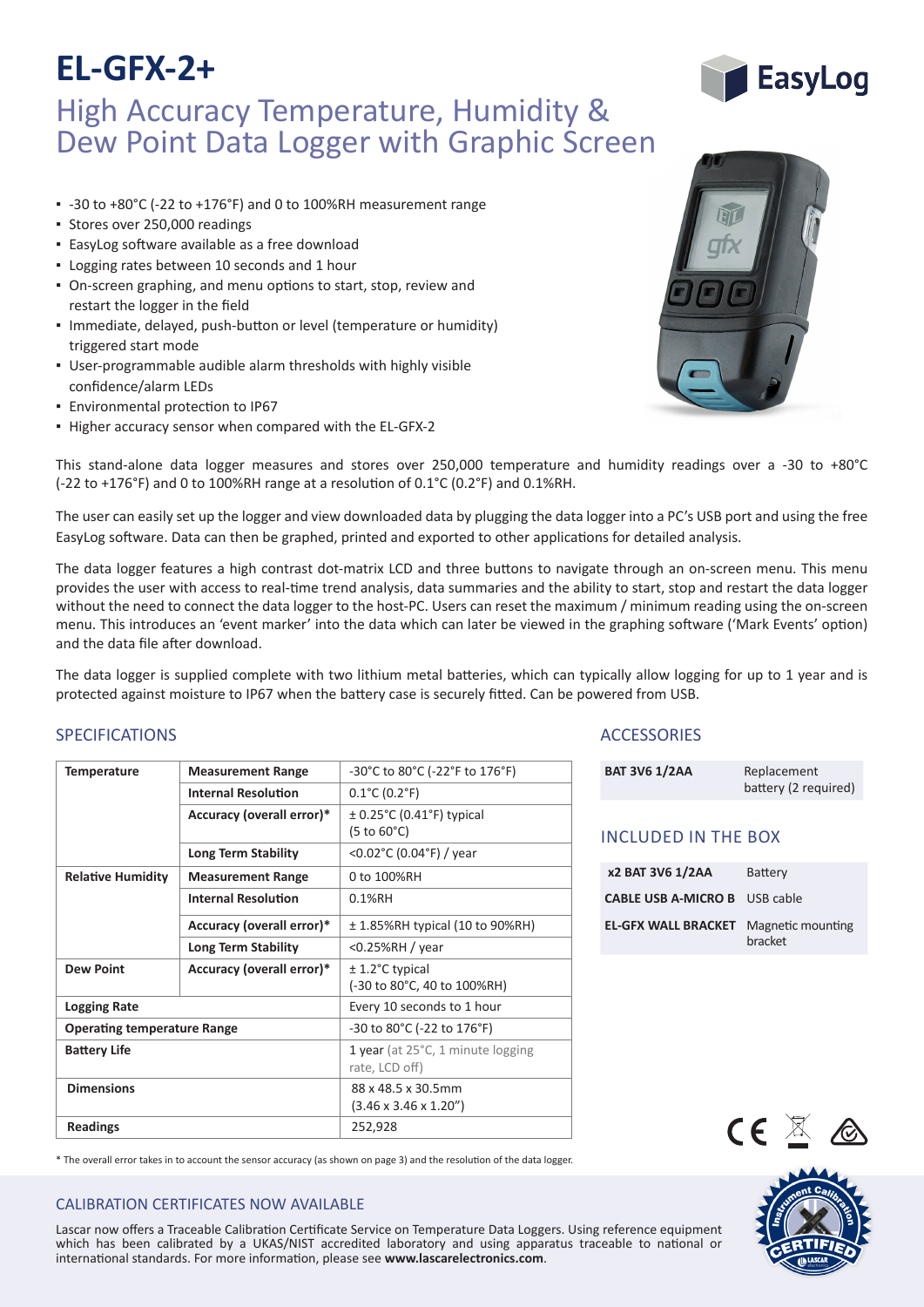# EL-GFX-2+

## High Accuracy Temperature, Humidity & Dew Point Data Logger with Graphic Screen

EasyLog

- -30 to +80°C (-22 to +176°F) and 0 to 100%RH measurement range
- Stores over 250,000 readings
- EasyLog software available as a free download
- Logging rates between 10 seconds and 1 hour
- On-screen graphing, and menu options to start, stop, review and restart the logger in the field
- Immediate, delayed, push-button or level (temperature or humidity) triggered start mode
- User-programmable audible alarm thresholds with highly visible confidence/alarm LEDs
- Environmental protection to IP67
- Higher accuracy sensor when compared with the EL-GFX-2

This stand-alone data logger measures and stores over 250,000 temperature and humidity readings over a -30 to +80°C (-22 to +176°F) and 0 to 100%RH range at a resolution of 0.1°C (0.2°F) and 0.1%RH.

The user can easily set up the logger and view downloaded data by plugging the data logger into a PC's USB port and using the free EasyLog software. Data can then be graphed, printed and exported to other applications for detailed analysis.

The data logger features a high contrast dot-matrix LCD and three buttons to navigate through an on-screen menu. This menu provides the user with access to real-time trend analysis, data summaries and the ability to start, stop and restart the data logger without the need to connect the data logger to the host-PC. Users can reset the maximum / minimum reading using the on-screen menu. This introduces an 'event marker' into the data which can later be viewed in the graphing software ('Mark Events' option) and the data file after download.

The data logger is supplied complete with two lithium metal batteries, which can typically allow logging for up to 1 year and is protected against moisture to IP67 when the battery case is securely fitted. Can be powered from USB.

## SPECIFICATIONS

| | | |
|---|---|---|
| **Temperature** | **Measurement Range** | -30°C to 80°C (-22°F to 176°F) |
| | **Internal Resolution** | 0.1°C (0.2°F) |
| | **Accuracy (overall error)*** | ± 0.25°C (0.41°F) typical (5 to 60°C) |
| | **Long Term Stability** | <0.02°C (0.04°F) / year |
| **Relative Humidity** | **Measurement Range** | 0 to 100%RH |
| | **Internal Resolution** | 0.1%RH |
| | **Accuracy (overall error)*** | ± 1.85%RH typical (10 to 90%RH) |
| | **Long Term Stability** | <0.25%RH / year |
| **Dew Point** | **Accuracy (overall error)*** | ± 1.2°C typical (-30 to 80°C, 40 to 100%RH) |
| **Logging Rate** | | Every 10 seconds to 1 hour |
| **Operating temperature Range** | | -30 to 80°C (-22 to 176°F) |
| **Battery Life** | | 1 year (at 25°C, 1 minute logging rate, LCD off) |
| **Dimensions** | | 88 x 48.5 x 30.5mm (3.46 x 3.46 x 1.20") |
| **Readings** | | 252,928 |

* The overall error takes in to account the sensor accuracy (as shown on page 3) and the resolution of the data logger.

## ACCESSORIES

| | |
|---|---|
| **BAT 3V6 1/2AA** | Replacement battery (2 required) |

## INCLUDED IN THE BOX

| | |
|---|---|
| **x2 BAT 3V6 1/2AA** | Battery |
| **CABLE USB A-MICRO B** | USB cable |
| **EL-GFX WALL BRACKET** | Magnetic mounting bracket |

## CALIBRATION CERTIFICATES NOW AVAILABLE

Lascar now offers a Traceable Calibration Certificate Service on Temperature Data Loggers. Using reference equipment which has been calibrated by a UKAS/NIST accredited laboratory and using apparatus traceable to national or international standards. For more information, please see **www.lascarelectronics.com**.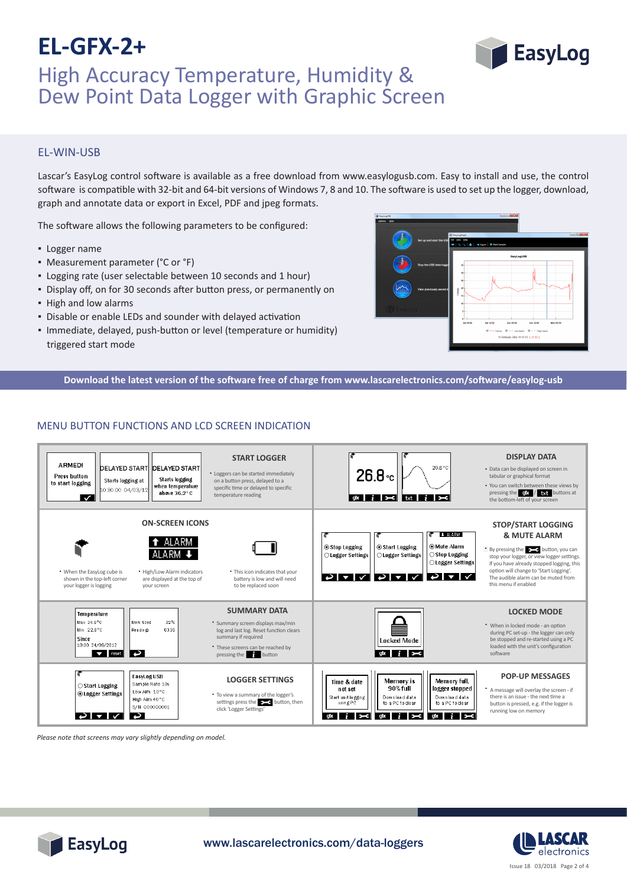# EL-GFX-2+

## High Accuracy Temperature, Humidity & Dew Point Data Logger with Graphic Screen

### EL-WIN-USB

Lascar's EasyLog control software is available as a free download from www.easylogusb.com. Easy to install and use, the control software is compatible with 32-bit and 64-bit versions of Windows 7, 8 and 10. The software is used to set up the logger, download, graph and annotate data or export in Excel, PDF and jpeg formats.

The software allows the following parameters to be configured:

- Logger name
- Measurement parameter (°C or °F)
- Logging rate (user selectable between 10 seconds and 1 hour)
- Display off, on for 30 seconds after button press, or permanently on
- High and low alarms
- Disable or enable LEDs and sounder with delayed activation
- Immediate, delayed, push-button or level (temperature or humidity) triggered start mode

**Download the latest version of the software free of charge from www.lascarelectronics.com/software/easylog-usb**

### MENU BUTTON FUNCTIONS AND LCD SCREEN INDICATION

#### START LOGGER

- Loggers can be started immediately on a button press, delayed to a specific time or delayed to specific temperature reading

#### DISPLAY DATA

- Data can be displayed on screen in tabular or graphical format
- You can switch between these views by pressing the gfx / txt buttons at the bottom-left of your screen

#### ON-SCREEN ICONS

- When the EasyLog cube is shown in the top-left corner your logger is logging
- High/Low Alarm indicators are displayed at the top of your screen
- This icon indicates that your battery is low and will need to be replaced soon

#### STOP/START LOGGING & MUTE ALARM

- By pressing the button, you can stop your logger, or view logger settings. If you have already stopped logging, this option will change to 'Start Logging'. The audible alarm can be muted from this menu if enabled

#### SUMMARY DATA

- Summary screen displays max/min log and last log. Reset function clears summary if required
- These screens can be reached by pressing the i button

#### LOCKED MODE

- When in locked mode - an option during PC set-up - the logger can only be stopped and re-started using a PC loaded with the unit's configuration software

#### LOGGER SETTINGS

- To view a summary of the logger's settings press the button, then click 'Logger Settings'

#### POP-UP MESSAGES

- A message will overlay the screen - if there is an issue - the next time a button is pressed, e.g. if the logger is running low on memory

*Please note that screens may vary slightly depending on model.*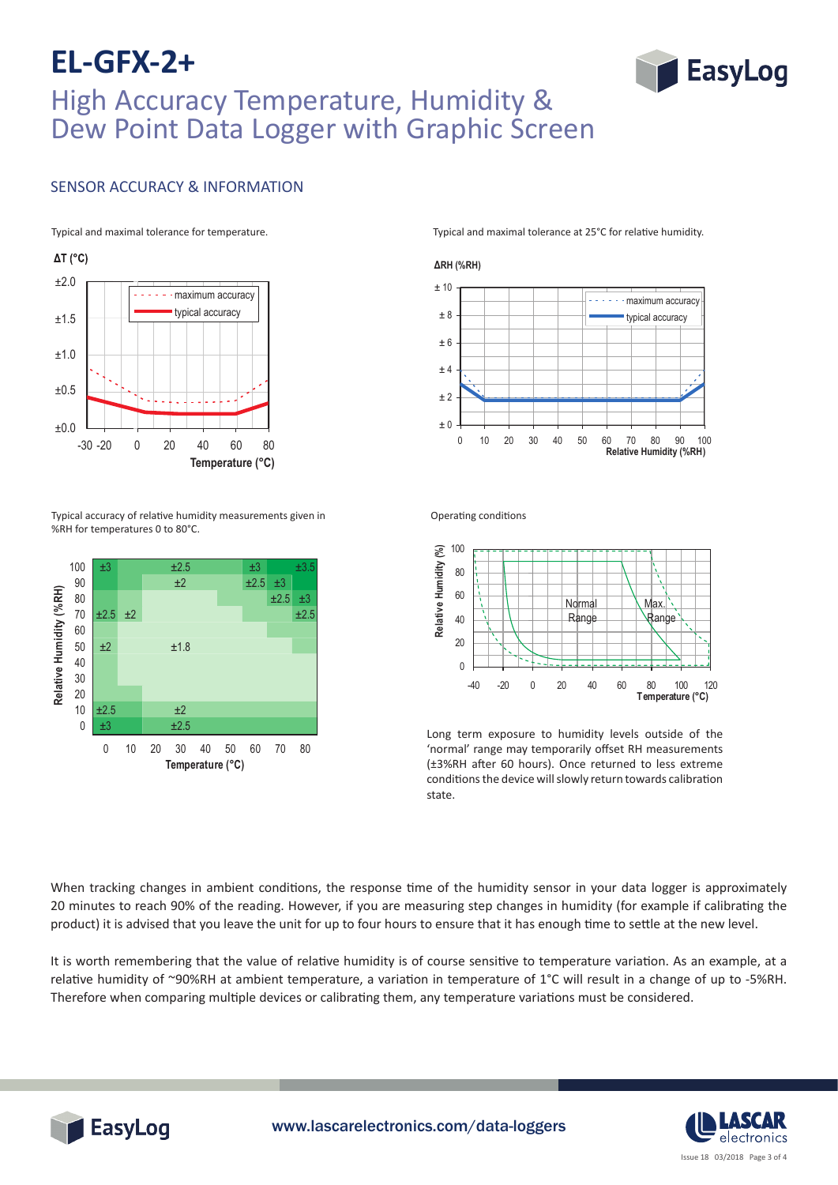# EL-GFX-2+

## High Accuracy Temperature, Humidity & Dew Point Data Logger with Graphic Screen

### SENSOR ACCURACY & INFORMATION

Typical and maximal tolerance for temperature.

Typical and maximal tolerance at 25°C for relative humidity.

Typical accuracy of relative humidity measurements given in %RH for temperatures 0 to 80°C.

Operating conditions

Long term exposure to humidity levels outside of the 'normal' range may temporarily offset RH measurements (±3%RH after 60 hours). Once returned to less extreme conditions the device will slowly return towards calibration state.

When tracking changes in ambient conditions, the response time of the humidity sensor in your data logger is approximately 20 minutes to reach 90% of the reading. However, if you are measuring step changes in humidity (for example if calibrating the product) it is advised that you leave the unit for up to four hours to ensure that it has enough time to settle at the new level.

It is worth remembering that the value of relative humidity is of course sensitive to temperature variation. As an example, at a relative humidity of ~90%RH at ambient temperature, a variation in temperature of 1°C will result in a change of up to -5%RH. Therefore when comparing multiple devices or calibrating them, any temperature variations must be considered.

www.lascarelectronics.com/data-loggers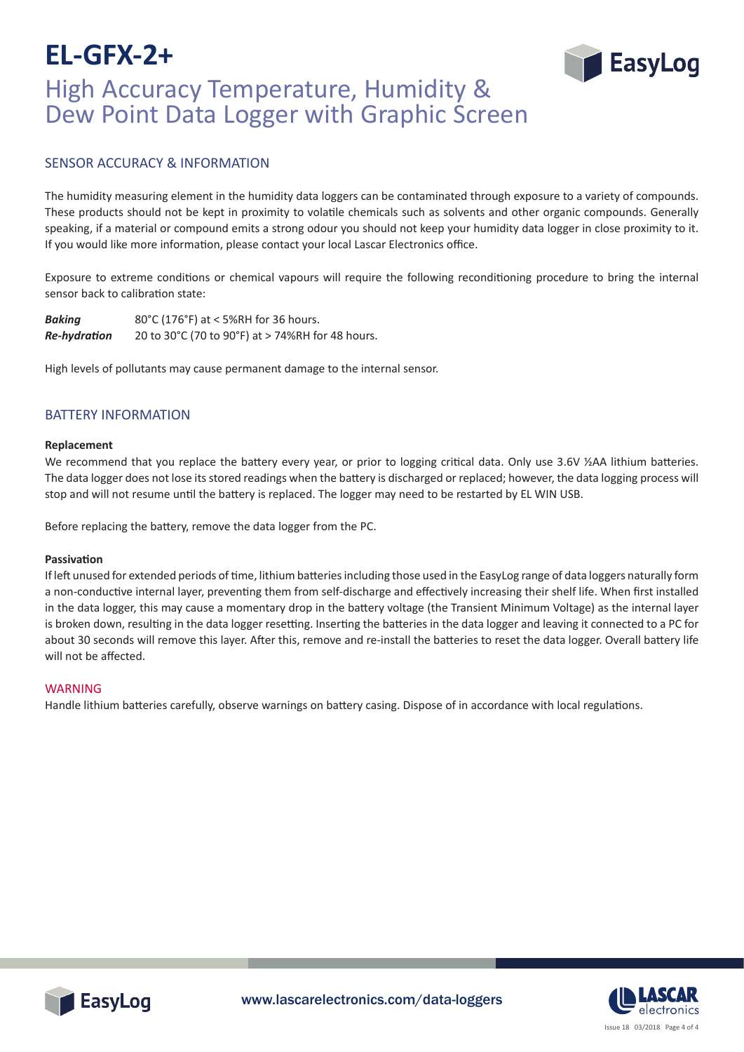# EL-GFX-2+

## High Accuracy Temperature, Humidity & Dew Point Data Logger with Graphic Screen

### SENSOR ACCURACY & INFORMATION

The humidity measuring element in the humidity data loggers can be contaminated through exposure to a variety of compounds. These products should not be kept in proximity to volatile chemicals such as solvents and other organic compounds. Generally speaking, if a material or compound emits a strong odour you should not keep your humidity data logger in close proximity to it. If you would like more information, please contact your local Lascar Electronics office.

Exposure to extreme conditions or chemical vapours will require the following reconditioning procedure to bring the internal sensor back to calibration state:

***Baking*** 80°C (176°F) at < 5%RH for 36 hours.
***Re-hydration*** 20 to 30°C (70 to 90°F) at > 74%RH for 48 hours.

High levels of pollutants may cause permanent damage to the internal sensor.

### BATTERY INFORMATION

**Replacement**

We recommend that you replace the battery every year, or prior to logging critical data. Only use 3.6V ½AA lithium batteries. The data logger does not lose its stored readings when the battery is discharged or replaced; however, the data logging process will stop and will not resume until the battery is replaced. The logger may need to be restarted by EL WIN USB.

Before replacing the battery, remove the data logger from the PC.

**Passivation**

If left unused for extended periods of time, lithium batteries including those used in the EasyLog range of data loggers naturally form a non-conductive internal layer, preventing them from self-discharge and effectively increasing their shelf life. When first installed in the data logger, this may cause a momentary drop in the battery voltage (the Transient Minimum Voltage) as the internal layer is broken down, resulting in the data logger resetting. Inserting the batteries in the data logger and leaving it connected to a PC for about 30 seconds will remove this layer. After this, remove and re-install the batteries to reset the data logger. Overall battery life will not be affected.

### WARNING

Handle lithium batteries carefully, observe warnings on battery casing. Dispose of in accordance with local regulations.

www.lascarelectronics.com/data-loggers

Issue 18 03/2018